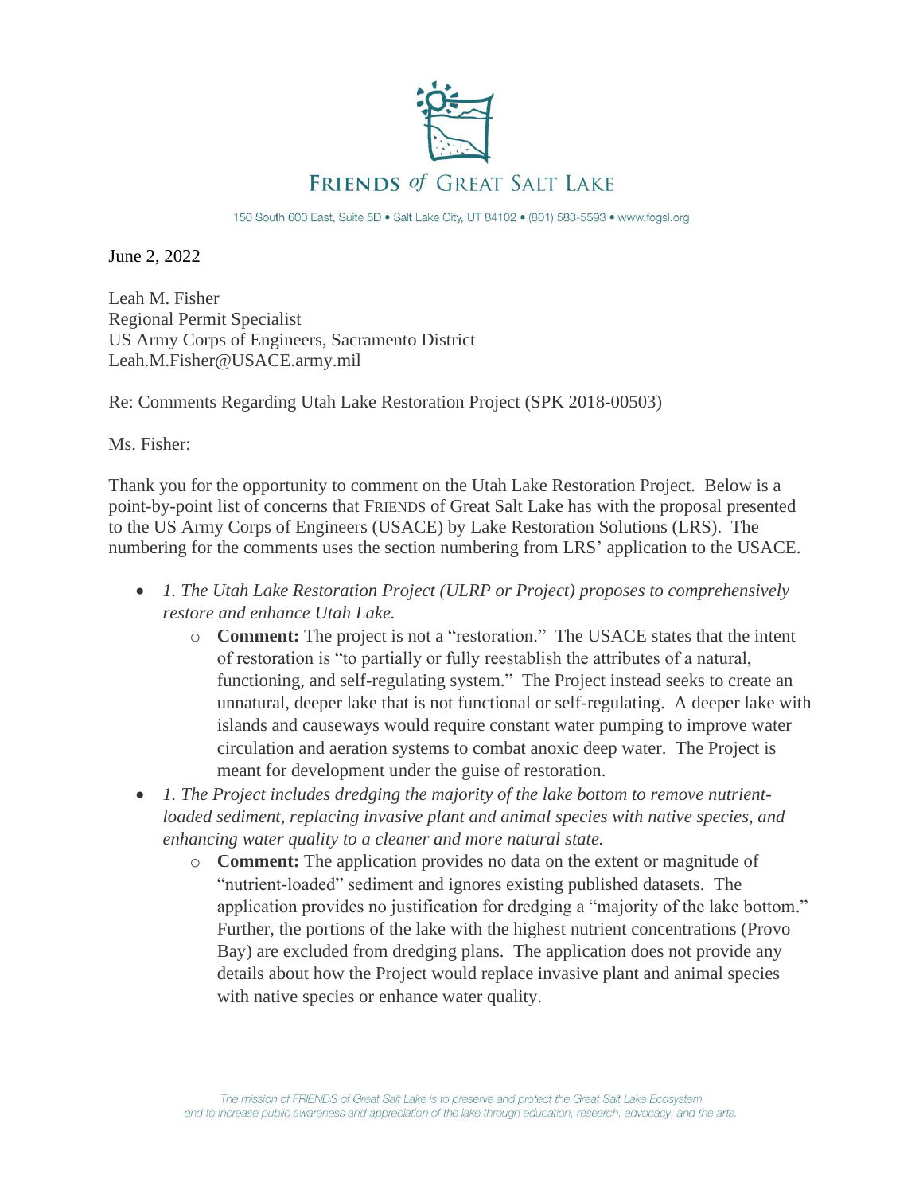# FRIENDS of GREAT SALT LAKE

150 South 600 East, Suite 5D • Salt Lake City, UT 84102 • (801) 583-5593 • www.fogsl.org

June 2, 2022

Leah M. Fisher
Regional Permit Specialist
US Army Corps of Engineers, Sacramento District
Leah.M.Fisher@USACE.army.mil

Re: Comments Regarding Utah Lake Restoration Project (SPK 2018-00503)

Ms. Fisher:

Thank you for the opportunity to comment on the Utah Lake Restoration Project. Below is a point-by-point list of concerns that FRIENDS of Great Salt Lake has with the proposal presented to the US Army Corps of Engineers (USACE) by Lake Restoration Solutions (LRS). The numbering for the comments uses the section numbering from LRS' application to the USACE.

- *1. The Utah Lake Restoration Project (ULRP or Project) proposes to comprehensively restore and enhance Utah Lake.*
    - **Comment:** The project is not a "restoration." The USACE states that the intent of restoration is "to partially or fully reestablish the attributes of a natural, functioning, and self-regulating system." The Project instead seeks to create an unnatural, deeper lake that is not functional or self-regulating. A deeper lake with islands and causeways would require constant water pumping to improve water circulation and aeration systems to combat anoxic deep water. The Project is meant for development under the guise of restoration.
- *1. The Project includes dredging the majority of the lake bottom to remove nutrient-loaded sediment, replacing invasive plant and animal species with native species, and enhancing water quality to a cleaner and more natural state.*
    - **Comment:** The application provides no data on the extent or magnitude of "nutrient-loaded" sediment and ignores existing published datasets. The application provides no justification for dredging a "majority of the lake bottom." Further, the portions of the lake with the highest nutrient concentrations (Provo Bay) are excluded from dredging plans. The application does not provide any details about how the Project would replace invasive plant and animal species with native species or enhance water quality.

*The mission of FRIENDS of Great Salt Lake is to preserve and protect the Great Salt Lake Ecosystem and to increase public awareness and appreciation of the lake through education, research, advocacy, and the arts.*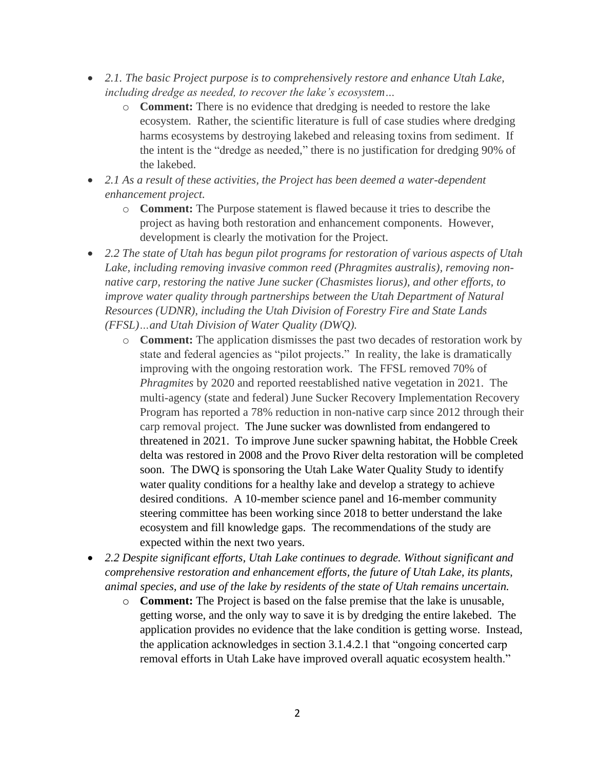- *2.1. The basic Project purpose is to comprehensively restore and enhance Utah Lake, including dredge as needed, to recover the lake's ecosystem…*
    - **Comment:** There is no evidence that dredging is needed to restore the lake ecosystem. Rather, the scientific literature is full of case studies where dredging harms ecosystems by destroying lakebed and releasing toxins from sediment. If the intent is the "dredge as needed," there is no justification for dredging 90% of the lakebed.
- *2.1 As a result of these activities, the Project has been deemed a water-dependent enhancement project.*
    - **Comment:** The Purpose statement is flawed because it tries to describe the project as having both restoration and enhancement components. However, development is clearly the motivation for the Project.
- *2.2 The state of Utah has begun pilot programs for restoration of various aspects of Utah Lake, including removing invasive common reed (Phragmites australis), removing non-native carp, restoring the native June sucker (Chasmistes liorus), and other efforts, to improve water quality through partnerships between the Utah Department of Natural Resources (UDNR), including the Utah Division of Forestry Fire and State Lands (FFSL)…and Utah Division of Water Quality (DWQ).*
    - **Comment:** The application dismisses the past two decades of restoration work by state and federal agencies as "pilot projects." In reality, the lake is dramatically improving with the ongoing restoration work. The FFSL removed 70% of *Phragmites* by 2020 and reported reestablished native vegetation in 2021. The multi-agency (state and federal) June Sucker Recovery Implementation Recovery Program has reported a 78% reduction in non-native carp since 2012 through their carp removal project. The June sucker was downlisted from endangered to threatened in 2021. To improve June sucker spawning habitat, the Hobble Creek delta was restored in 2008 and the Provo River delta restoration will be completed soon. The DWQ is sponsoring the Utah Lake Water Quality Study to identify water quality conditions for a healthy lake and develop a strategy to achieve desired conditions. A 10-member science panel and 16-member community steering committee has been working since 2018 to better understand the lake ecosystem and fill knowledge gaps. The recommendations of the study are expected within the next two years.
- *2.2 Despite significant efforts, Utah Lake continues to degrade. Without significant and comprehensive restoration and enhancement efforts, the future of Utah Lake, its plants, animal species, and use of the lake by residents of the state of Utah remains uncertain.*
    - **Comment:** The Project is based on the false premise that the lake is unusable, getting worse, and the only way to save it is by dredging the entire lakebed. The application provides no evidence that the lake condition is getting worse. Instead, the application acknowledges in section 3.1.4.2.1 that "ongoing concerted carp removal efforts in Utah Lake have improved overall aquatic ecosystem health."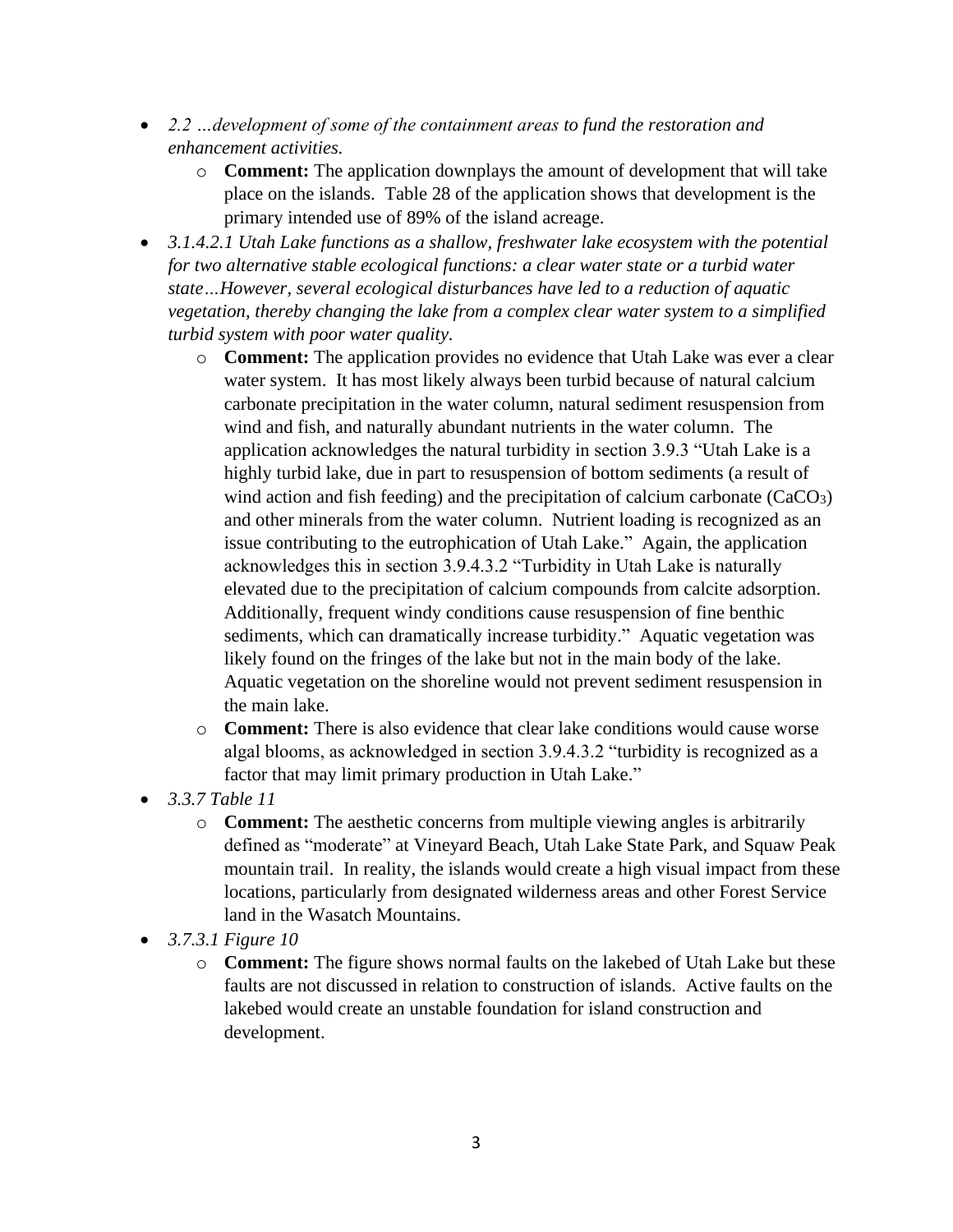- *2.2 …development of some of the containment areas to fund the restoration and enhancement activities.*
    - **Comment:** The application downplays the amount of development that will take place on the islands. Table 28 of the application shows that development is the primary intended use of 89% of the island acreage.
- *3.1.4.2.1 Utah Lake functions as a shallow, freshwater lake ecosystem with the potential for two alternative stable ecological functions: a clear water state or a turbid water state…However, several ecological disturbances have led to a reduction of aquatic vegetation, thereby changing the lake from a complex clear water system to a simplified turbid system with poor water quality.*
    - **Comment:** The application provides no evidence that Utah Lake was ever a clear water system. It has most likely always been turbid because of natural calcium carbonate precipitation in the water column, natural sediment resuspension from wind and fish, and naturally abundant nutrients in the water column. The application acknowledges the natural turbidity in section 3.9.3 "Utah Lake is a highly turbid lake, due in part to resuspension of bottom sediments (a result of wind action and fish feeding) and the precipitation of calcium carbonate ($CaCO_3$) and other minerals from the water column. Nutrient loading is recognized as an issue contributing to the eutrophication of Utah Lake." Again, the application acknowledges this in section 3.9.4.3.2 "Turbidity in Utah Lake is naturally elevated due to the precipitation of calcium compounds from calcite adsorption. Additionally, frequent windy conditions cause resuspension of fine benthic sediments, which can dramatically increase turbidity." Aquatic vegetation was likely found on the fringes of the lake but not in the main body of the lake. Aquatic vegetation on the shoreline would not prevent sediment resuspension in the main lake.
    - **Comment:** There is also evidence that clear lake conditions would cause worse algal blooms, as acknowledged in section 3.9.4.3.2 "turbidity is recognized as a factor that may limit primary production in Utah Lake."
- *3.3.7 Table 11*
    - **Comment:** The aesthetic concerns from multiple viewing angles is arbitrarily defined as "moderate" at Vineyard Beach, Utah Lake State Park, and Squaw Peak mountain trail. In reality, the islands would create a high visual impact from these locations, particularly from designated wilderness areas and other Forest Service land in the Wasatch Mountains.
- *3.7.3.1 Figure 10*
    - **Comment:** The figure shows normal faults on the lakebed of Utah Lake but these faults are not discussed in relation to construction of islands. Active faults on the lakebed would create an unstable foundation for island construction and development.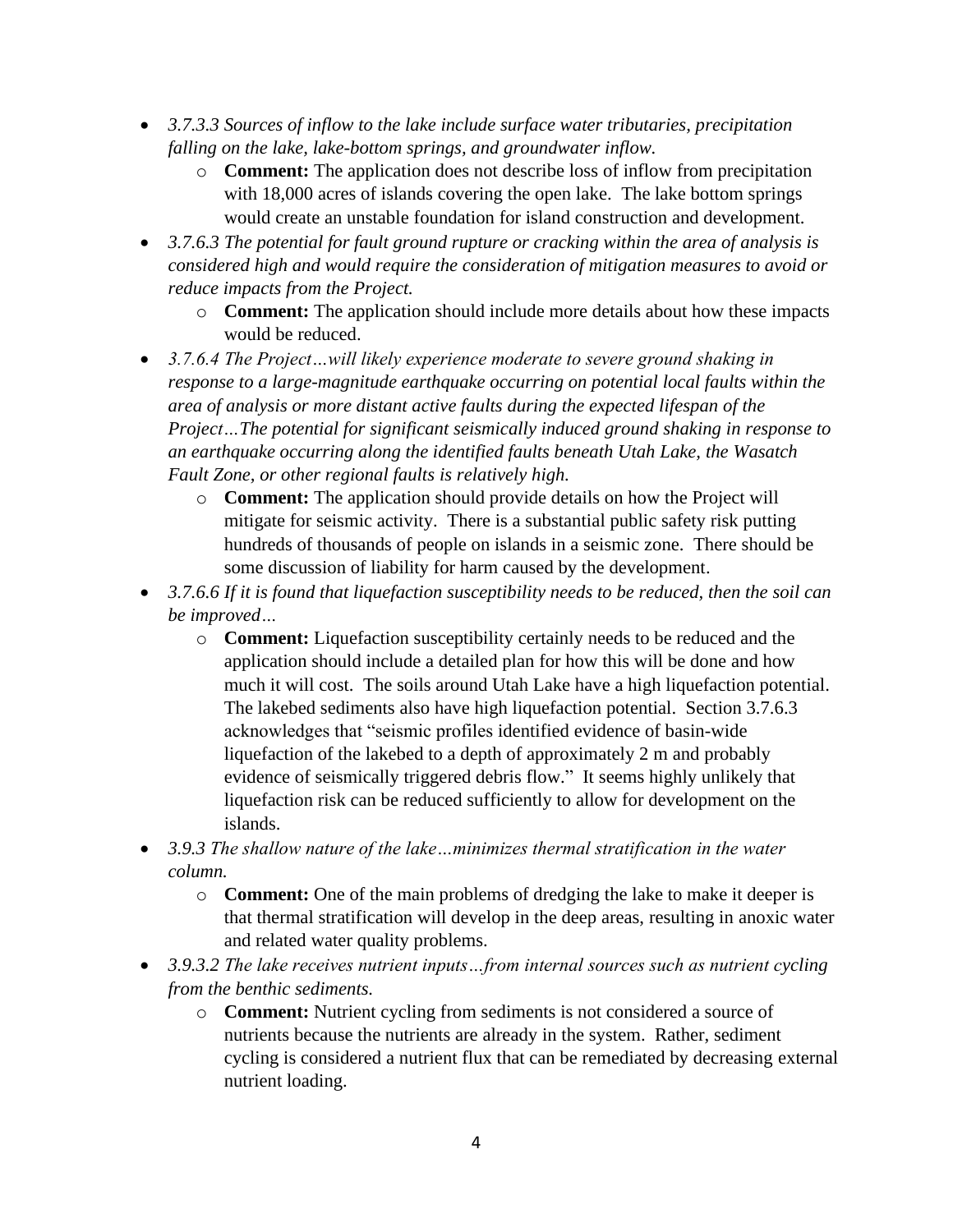- *3.7.3.3 Sources of inflow to the lake include surface water tributaries, precipitation falling on the lake, lake-bottom springs, and groundwater inflow.*
    - **Comment:** The application does not describe loss of inflow from precipitation with 18,000 acres of islands covering the open lake. The lake bottom springs would create an unstable foundation for island construction and development.
- *3.7.6.3 The potential for fault ground rupture or cracking within the area of analysis is considered high and would require the consideration of mitigation measures to avoid or reduce impacts from the Project.*
    - **Comment:** The application should include more details about how these impacts would be reduced.
- *3.7.6.4 The Project…will likely experience moderate to severe ground shaking in response to a large-magnitude earthquake occurring on potential local faults within the area of analysis or more distant active faults during the expected lifespan of the Project…The potential for significant seismically induced ground shaking in response to an earthquake occurring along the identified faults beneath Utah Lake, the Wasatch Fault Zone, or other regional faults is relatively high.*
    - **Comment:** The application should provide details on how the Project will mitigate for seismic activity. There is a substantial public safety risk putting hundreds of thousands of people on islands in a seismic zone. There should be some discussion of liability for harm caused by the development.
- *3.7.6.6 If it is found that liquefaction susceptibility needs to be reduced, then the soil can be improved…*
    - **Comment:** Liquefaction susceptibility certainly needs to be reduced and the application should include a detailed plan for how this will be done and how much it will cost. The soils around Utah Lake have a high liquefaction potential. The lakebed sediments also have high liquefaction potential. Section 3.7.6.3 acknowledges that "seismic profiles identified evidence of basin-wide liquefaction of the lakebed to a depth of approximately 2 m and probably evidence of seismically triggered debris flow." It seems highly unlikely that liquefaction risk can be reduced sufficiently to allow for development on the islands.
- *3.9.3 The shallow nature of the lake…minimizes thermal stratification in the water column.*
    - **Comment:** One of the main problems of dredging the lake to make it deeper is that thermal stratification will develop in the deep areas, resulting in anoxic water and related water quality problems.
- *3.9.3.2 The lake receives nutrient inputs…from internal sources such as nutrient cycling from the benthic sediments.*
    - **Comment:** Nutrient cycling from sediments is not considered a source of nutrients because the nutrients are already in the system. Rather, sediment cycling is considered a nutrient flux that can be remediated by decreasing external nutrient loading.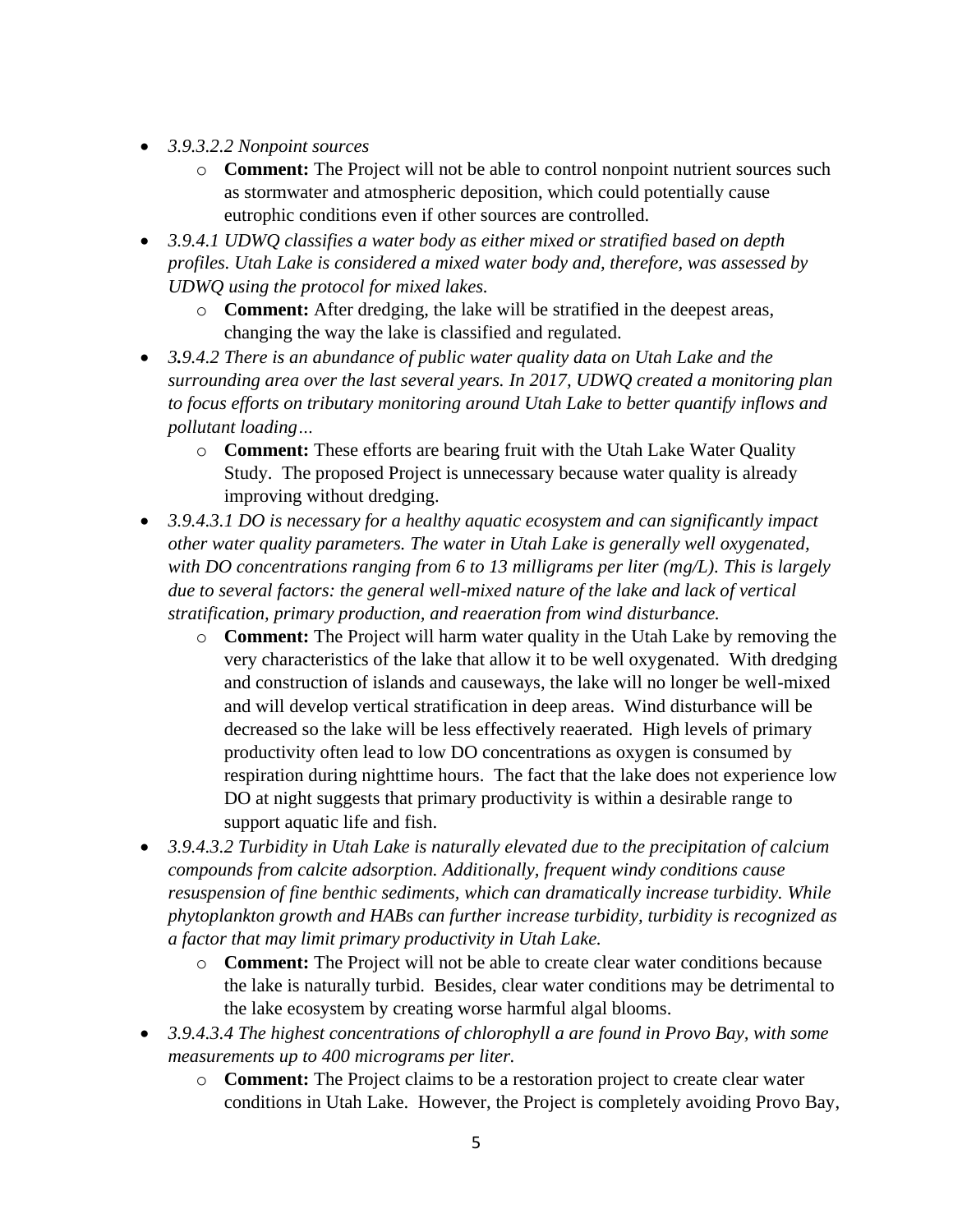- *3.9.3.2.2 Nonpoint sources*
    - **Comment:** The Project will not be able to control nonpoint nutrient sources such as stormwater and atmospheric deposition, which could potentially cause eutrophic conditions even if other sources are controlled.
- *3.9.4.1 UDWQ classifies a water body as either mixed or stratified based on depth profiles. Utah Lake is considered a mixed water body and, therefore, was assessed by UDWQ using the protocol for mixed lakes.*
    - **Comment:** After dredging, the lake will be stratified in the deepest areas, changing the way the lake is classified and regulated.
- *3.9.4.2 There is an abundance of public water quality data on Utah Lake and the surrounding area over the last several years. In 2017, UDWQ created a monitoring plan to focus efforts on tributary monitoring around Utah Lake to better quantify inflows and pollutant loading…*
    - **Comment:** These efforts are bearing fruit with the Utah Lake Water Quality Study. The proposed Project is unnecessary because water quality is already improving without dredging.
- *3.9.4.3.1 DO is necessary for a healthy aquatic ecosystem and can significantly impact other water quality parameters. The water in Utah Lake is generally well oxygenated, with DO concentrations ranging from 6 to 13 milligrams per liter (mg/L). This is largely due to several factors: the general well-mixed nature of the lake and lack of vertical stratification, primary production, and reaeration from wind disturbance.*
    - **Comment:** The Project will harm water quality in the Utah Lake by removing the very characteristics of the lake that allow it to be well oxygenated. With dredging and construction of islands and causeways, the lake will no longer be well-mixed and will develop vertical stratification in deep areas. Wind disturbance will be decreased so the lake will be less effectively reaerated. High levels of primary productivity often lead to low DO concentrations as oxygen is consumed by respiration during nighttime hours. The fact that the lake does not experience low DO at night suggests that primary productivity is within a desirable range to support aquatic life and fish.
- *3.9.4.3.2 Turbidity in Utah Lake is naturally elevated due to the precipitation of calcium compounds from calcite adsorption. Additionally, frequent windy conditions cause resuspension of fine benthic sediments, which can dramatically increase turbidity. While phytoplankton growth and HABs can further increase turbidity, turbidity is recognized as a factor that may limit primary productivity in Utah Lake.*
    - **Comment:** The Project will not be able to create clear water conditions because the lake is naturally turbid. Besides, clear water conditions may be detrimental to the lake ecosystem by creating worse harmful algal blooms.
- *3.9.4.3.4 The highest concentrations of chlorophyll a are found in Provo Bay, with some measurements up to 400 micrograms per liter.*
    - **Comment:** The Project claims to be a restoration project to create clear water conditions in Utah Lake. However, the Project is completely avoiding Provo Bay,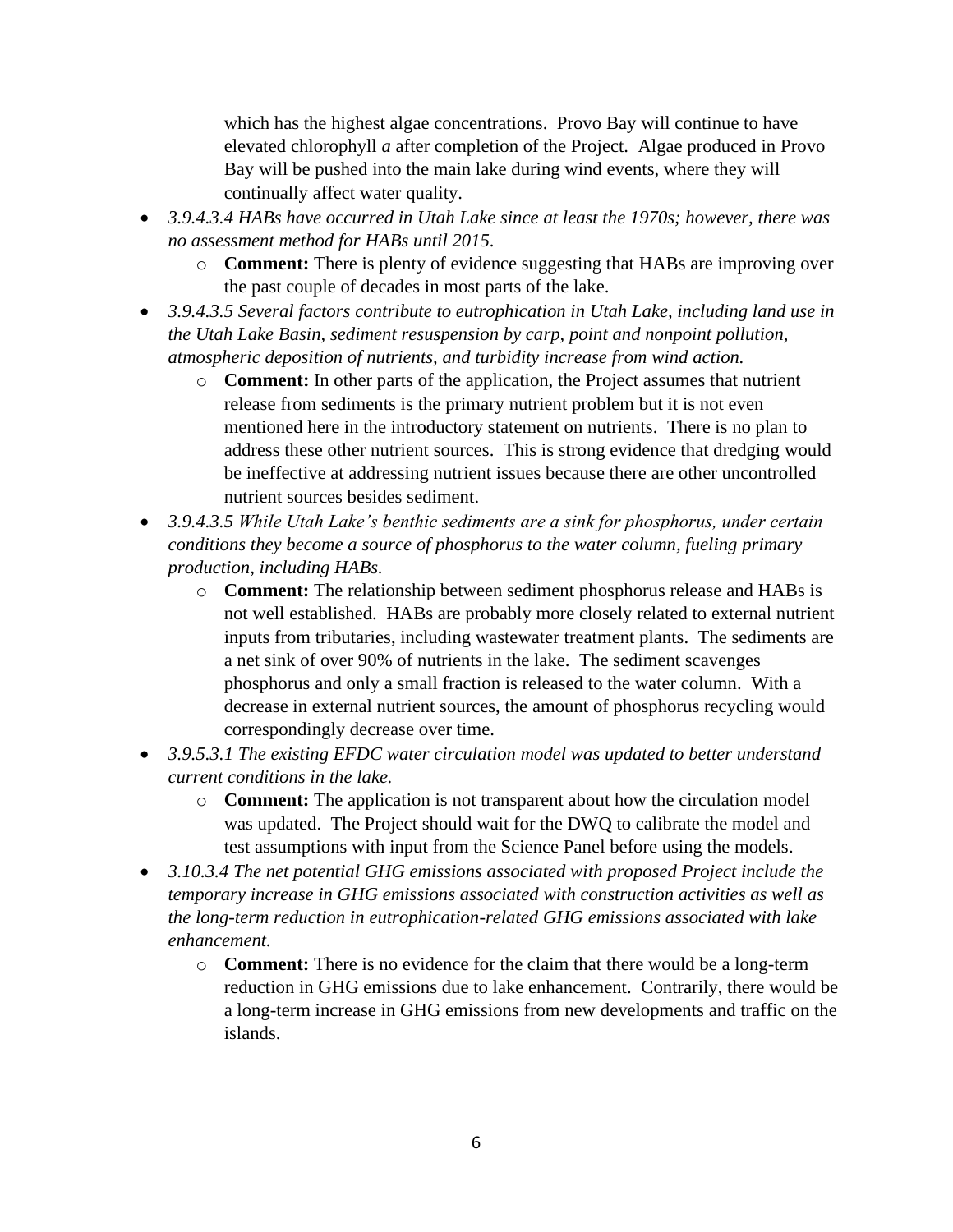which has the highest algae concentrations. Provo Bay will continue to have elevated chlorophyll *a* after completion of the Project. Algae produced in Provo Bay will be pushed into the main lake during wind events, where they will continually affect water quality.

- *3.9.4.3.4 HABs have occurred in Utah Lake since at least the 1970s; however, there was no assessment method for HABs until 2015.*
  - **Comment:** There is plenty of evidence suggesting that HABs are improving over the past couple of decades in most parts of the lake.
- *3.9.4.3.5 Several factors contribute to eutrophication in Utah Lake, including land use in the Utah Lake Basin, sediment resuspension by carp, point and nonpoint pollution, atmospheric deposition of nutrients, and turbidity increase from wind action.*
  - **Comment:** In other parts of the application, the Project assumes that nutrient release from sediments is the primary nutrient problem but it is not even mentioned here in the introductory statement on nutrients. There is no plan to address these other nutrient sources. This is strong evidence that dredging would be ineffective at addressing nutrient issues because there are other uncontrolled nutrient sources besides sediment.
- *3.9.4.3.5 While Utah Lake's benthic sediments are a sink for phosphorus, under certain conditions they become a source of phosphorus to the water column, fueling primary production, including HABs.*
  - **Comment:** The relationship between sediment phosphorus release and HABs is not well established. HABs are probably more closely related to external nutrient inputs from tributaries, including wastewater treatment plants. The sediments are a net sink of over 90% of nutrients in the lake. The sediment scavenges phosphorus and only a small fraction is released to the water column. With a decrease in external nutrient sources, the amount of phosphorus recycling would correspondingly decrease over time.
- *3.9.5.3.1 The existing EFDC water circulation model was updated to better understand current conditions in the lake.*
  - **Comment:** The application is not transparent about how the circulation model was updated. The Project should wait for the DWQ to calibrate the model and test assumptions with input from the Science Panel before using the models.
- *3.10.3.4 The net potential GHG emissions associated with proposed Project include the temporary increase in GHG emissions associated with construction activities as well as the long-term reduction in eutrophication-related GHG emissions associated with lake enhancement.*
  - **Comment:** There is no evidence for the claim that there would be a long-term reduction in GHG emissions due to lake enhancement. Contrarily, there would be a long-term increase in GHG emissions from new developments and traffic on the islands.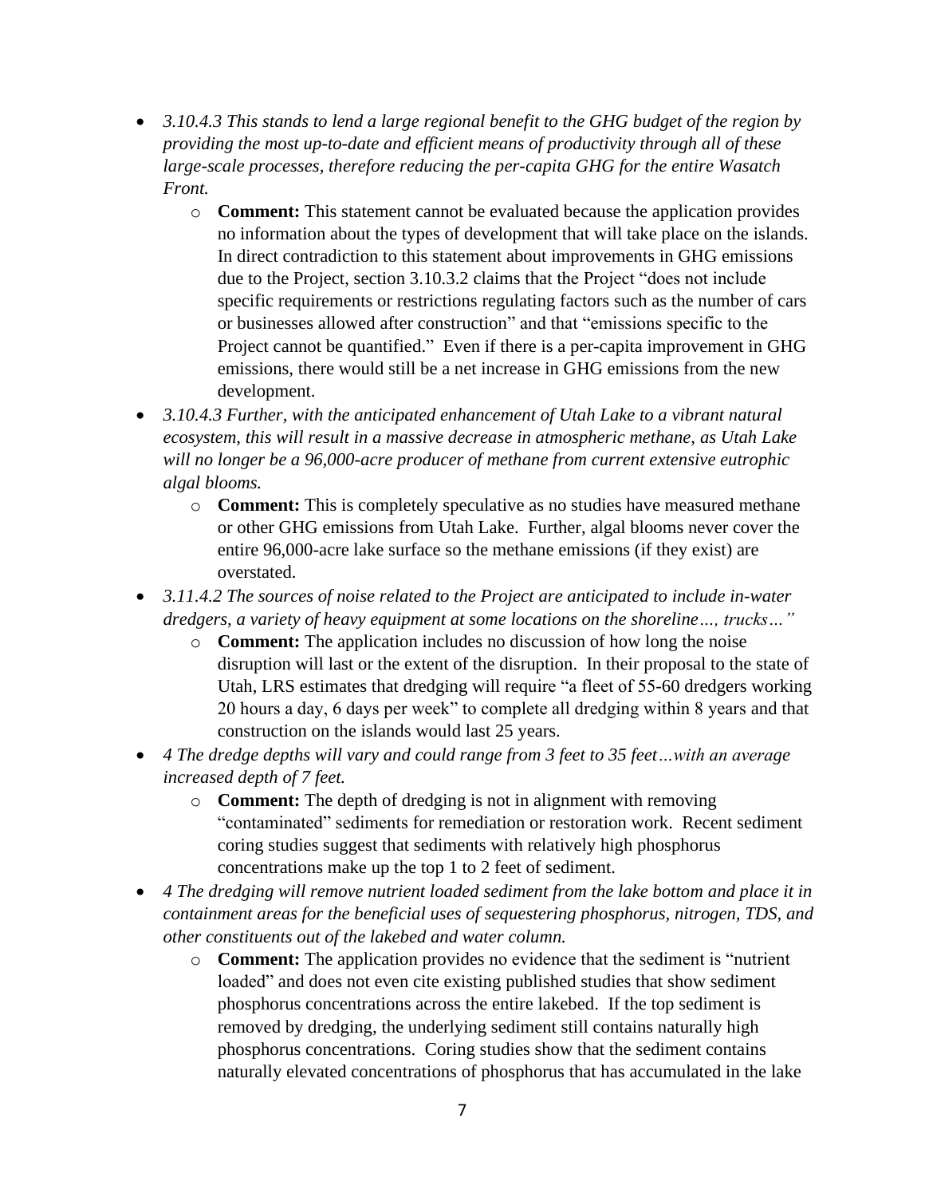- *3.10.4.3 This stands to lend a large regional benefit to the GHG budget of the region by providing the most up-to-date and efficient means of productivity through all of these large-scale processes, therefore reducing the per-capita GHG for the entire Wasatch Front.*
    - **Comment:** This statement cannot be evaluated because the application provides no information about the types of development that will take place on the islands. In direct contradiction to this statement about improvements in GHG emissions due to the Project, section 3.10.3.2 claims that the Project "does not include specific requirements or restrictions regulating factors such as the number of cars or businesses allowed after construction" and that "emissions specific to the Project cannot be quantified." Even if there is a per-capita improvement in GHG emissions, there would still be a net increase in GHG emissions from the new development.
- *3.10.4.3 Further, with the anticipated enhancement of Utah Lake to a vibrant natural ecosystem, this will result in a massive decrease in atmospheric methane, as Utah Lake will no longer be a 96,000-acre producer of methane from current extensive eutrophic algal blooms.*
    - **Comment:** This is completely speculative as no studies have measured methane or other GHG emissions from Utah Lake. Further, algal blooms never cover the entire 96,000-acre lake surface so the methane emissions (if they exist) are overstated.
- *3.11.4.2 The sources of noise related to the Project are anticipated to include in-water dredgers, a variety of heavy equipment at some locations on the shoreline…, trucks…"*
    - **Comment:** The application includes no discussion of how long the noise disruption will last or the extent of the disruption. In their proposal to the state of Utah, LRS estimates that dredging will require "a fleet of 55-60 dredgers working 20 hours a day, 6 days per week" to complete all dredging within 8 years and that construction on the islands would last 25 years.
- *4 The dredge depths will vary and could range from 3 feet to 35 feet…with an average increased depth of 7 feet.*
    - **Comment:** The depth of dredging is not in alignment with removing "contaminated" sediments for remediation or restoration work. Recent sediment coring studies suggest that sediments with relatively high phosphorus concentrations make up the top 1 to 2 feet of sediment.
- *4 The dredging will remove nutrient loaded sediment from the lake bottom and place it in containment areas for the beneficial uses of sequestering phosphorus, nitrogen, TDS, and other constituents out of the lakebed and water column.*
    - **Comment:** The application provides no evidence that the sediment is "nutrient loaded" and does not even cite existing published studies that show sediment phosphorus concentrations across the entire lakebed. If the top sediment is removed by dredging, the underlying sediment still contains naturally high phosphorus concentrations. Coring studies show that the sediment contains naturally elevated concentrations of phosphorus that has accumulated in the lake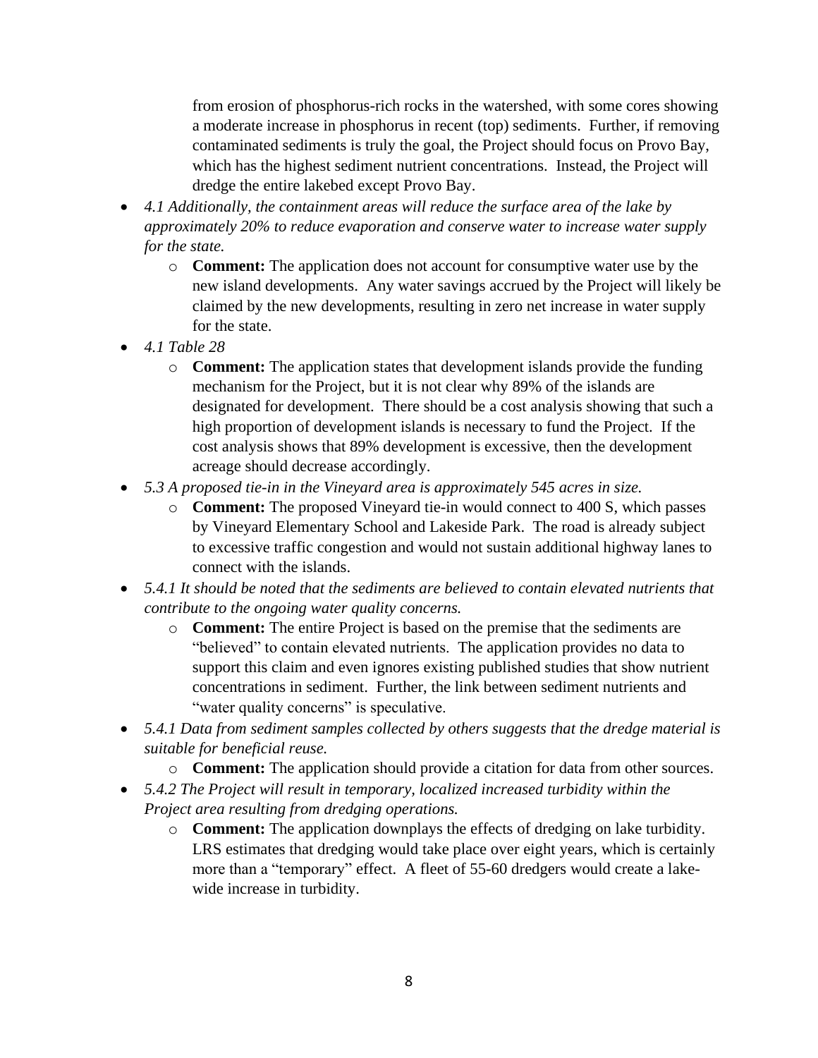from erosion of phosphorus-rich rocks in the watershed, with some cores showing a moderate increase in phosphorus in recent (top) sediments. Further, if removing contaminated sediments is truly the goal, the Project should focus on Provo Bay, which has the highest sediment nutrient concentrations. Instead, the Project will dredge the entire lakebed except Provo Bay.

- *4.1 Additionally, the containment areas will reduce the surface area of the lake by approximately 20% to reduce evaporation and conserve water to increase water supply for the state.*
    - **Comment:** The application does not account for consumptive water use by the new island developments. Any water savings accrued by the Project will likely be claimed by the new developments, resulting in zero net increase in water supply for the state.
- *4.1 Table 28*
    - **Comment:** The application states that development islands provide the funding mechanism for the Project, but it is not clear why 89% of the islands are designated for development. There should be a cost analysis showing that such a high proportion of development islands is necessary to fund the Project. If the cost analysis shows that 89% development is excessive, then the development acreage should decrease accordingly.
- *5.3 A proposed tie-in in the Vineyard area is approximately 545 acres in size.*
    - **Comment:** The proposed Vineyard tie-in would connect to 400 S, which passes by Vineyard Elementary School and Lakeside Park. The road is already subject to excessive traffic congestion and would not sustain additional highway lanes to connect with the islands.
- *5.4.1 It should be noted that the sediments are believed to contain elevated nutrients that contribute to the ongoing water quality concerns.*
    - **Comment:** The entire Project is based on the premise that the sediments are "believed" to contain elevated nutrients. The application provides no data to support this claim and even ignores existing published studies that show nutrient concentrations in sediment. Further, the link between sediment nutrients and "water quality concerns" is speculative.
- *5.4.1 Data from sediment samples collected by others suggests that the dredge material is suitable for beneficial reuse.*
    - **Comment:** The application should provide a citation for data from other sources.
- *5.4.2 The Project will result in temporary, localized increased turbidity within the Project area resulting from dredging operations.*
    - **Comment:** The application downplays the effects of dredging on lake turbidity. LRS estimates that dredging would take place over eight years, which is certainly more than a "temporary" effect. A fleet of 55-60 dredgers would create a lake-wide increase in turbidity.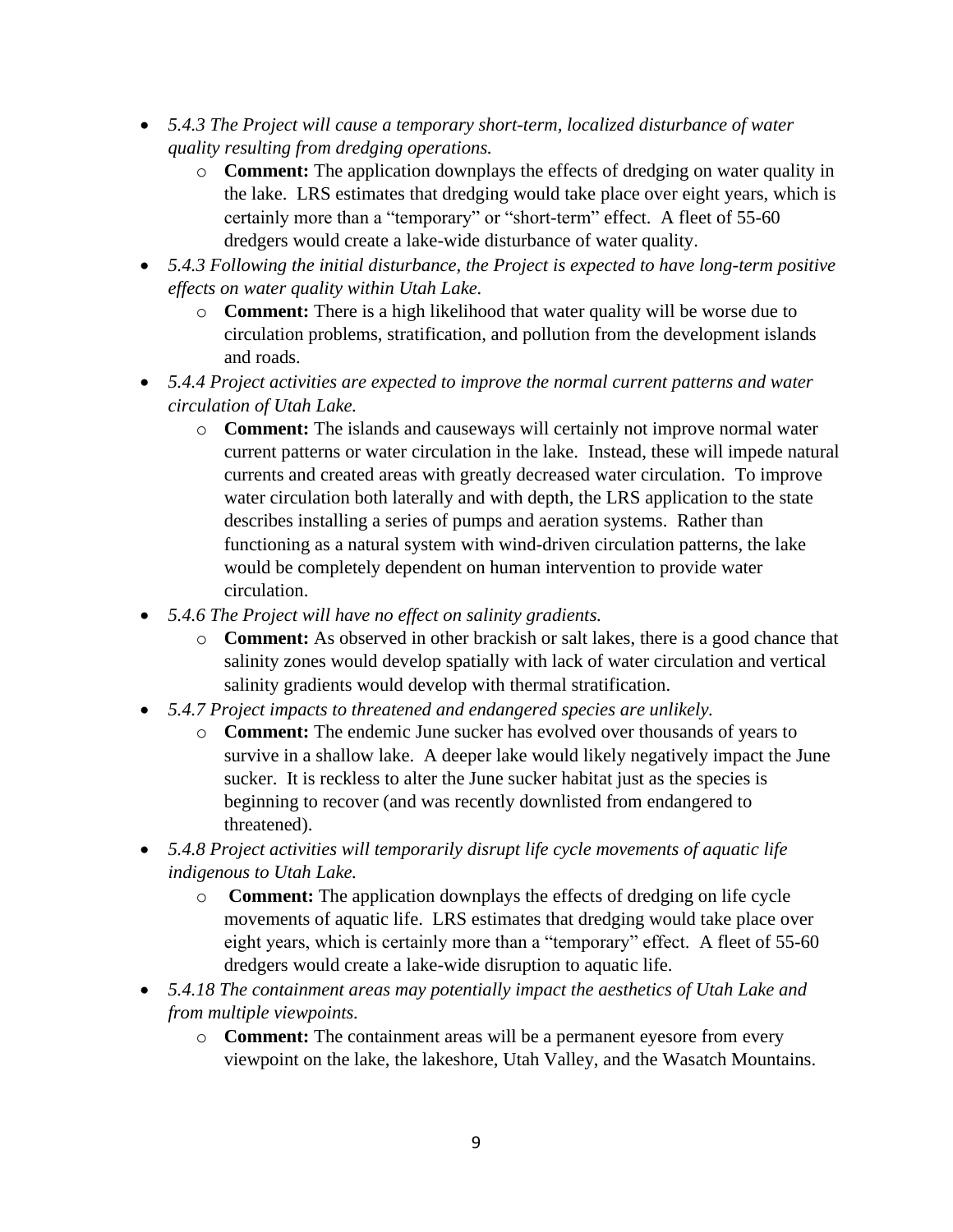- *5.4.3 The Project will cause a temporary short-term, localized disturbance of water quality resulting from dredging operations.*
    - **Comment:** The application downplays the effects of dredging on water quality in the lake. LRS estimates that dredging would take place over eight years, which is certainly more than a "temporary" or "short-term" effect. A fleet of 55-60 dredgers would create a lake-wide disturbance of water quality.
- *5.4.3 Following the initial disturbance, the Project is expected to have long-term positive effects on water quality within Utah Lake.*
    - **Comment:** There is a high likelihood that water quality will be worse due to circulation problems, stratification, and pollution from the development islands and roads.
- *5.4.4 Project activities are expected to improve the normal current patterns and water circulation of Utah Lake.*
    - **Comment:** The islands and causeways will certainly not improve normal water current patterns or water circulation in the lake. Instead, these will impede natural currents and created areas with greatly decreased water circulation. To improve water circulation both laterally and with depth, the LRS application to the state describes installing a series of pumps and aeration systems. Rather than functioning as a natural system with wind-driven circulation patterns, the lake would be completely dependent on human intervention to provide water circulation.
- *5.4.6 The Project will have no effect on salinity gradients.*
    - **Comment:** As observed in other brackish or salt lakes, there is a good chance that salinity zones would develop spatially with lack of water circulation and vertical salinity gradients would develop with thermal stratification.
- *5.4.7 Project impacts to threatened and endangered species are unlikely.*
    - **Comment:** The endemic June sucker has evolved over thousands of years to survive in a shallow lake. A deeper lake would likely negatively impact the June sucker. It is reckless to alter the June sucker habitat just as the species is beginning to recover (and was recently downlisted from endangered to threatened).
- *5.4.8 Project activities will temporarily disrupt life cycle movements of aquatic life indigenous to Utah Lake.*
    - **Comment:** The application downplays the effects of dredging on life cycle movements of aquatic life. LRS estimates that dredging would take place over eight years, which is certainly more than a "temporary" effect. A fleet of 55-60 dredgers would create a lake-wide disruption to aquatic life.
- *5.4.18 The containment areas may potentially impact the aesthetics of Utah Lake and from multiple viewpoints.*
    - **Comment:** The containment areas will be a permanent eyesore from every viewpoint on the lake, the lakeshore, Utah Valley, and the Wasatch Mountains.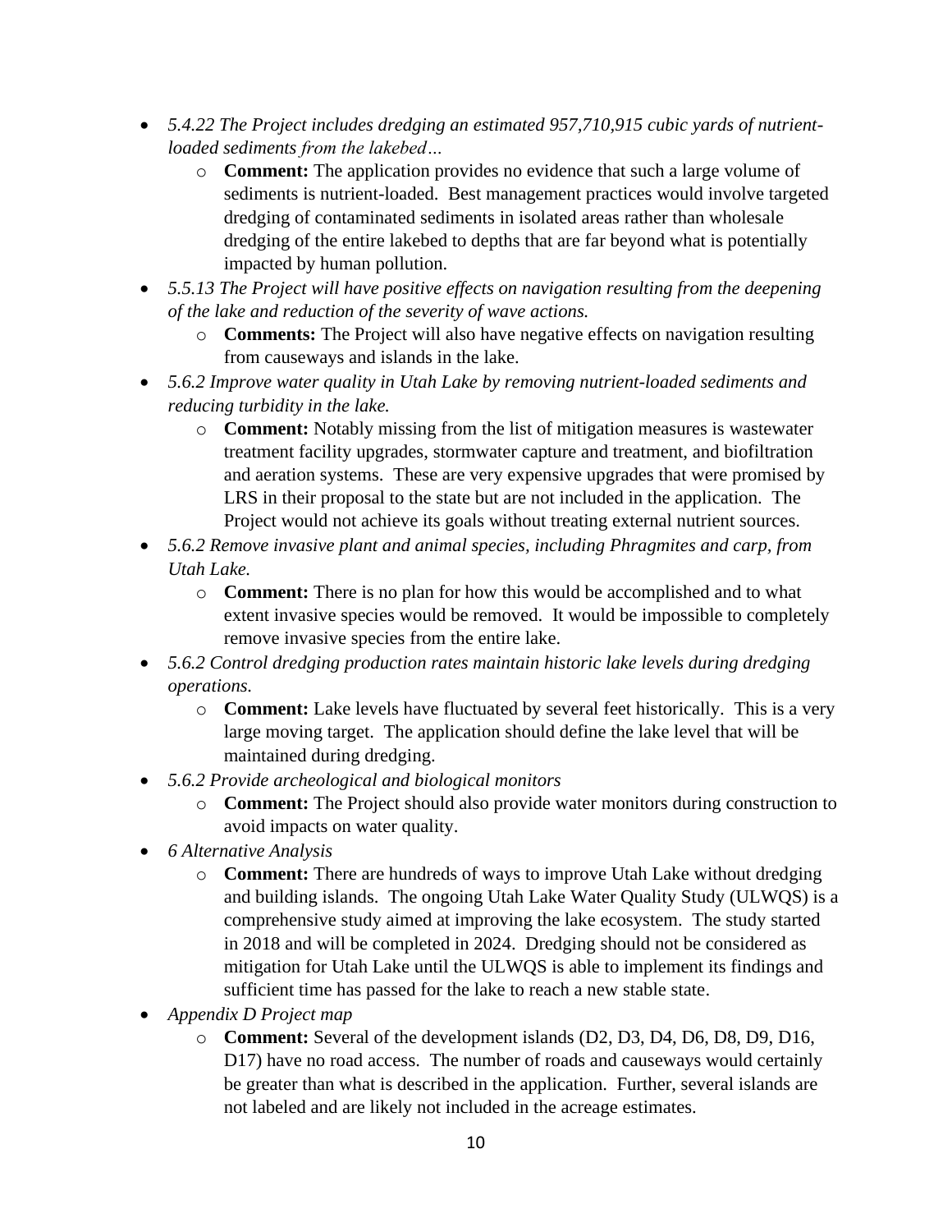- *5.4.22 The Project includes dredging an estimated 957,710,915 cubic yards of nutrient-loaded sediments from the lakebed…*
    - **Comment:** The application provides no evidence that such a large volume of sediments is nutrient-loaded. Best management practices would involve targeted dredging of contaminated sediments in isolated areas rather than wholesale dredging of the entire lakebed to depths that are far beyond what is potentially impacted by human pollution.
- *5.5.13 The Project will have positive effects on navigation resulting from the deepening of the lake and reduction of the severity of wave actions.*
    - **Comments:** The Project will also have negative effects on navigation resulting from causeways and islands in the lake.
- *5.6.2 Improve water quality in Utah Lake by removing nutrient-loaded sediments and reducing turbidity in the lake.*
    - **Comment:** Notably missing from the list of mitigation measures is wastewater treatment facility upgrades, stormwater capture and treatment, and biofiltration and aeration systems. These are very expensive upgrades that were promised by LRS in their proposal to the state but are not included in the application. The Project would not achieve its goals without treating external nutrient sources.
- *5.6.2 Remove invasive plant and animal species, including Phragmites and carp, from Utah Lake.*
    - **Comment:** There is no plan for how this would be accomplished and to what extent invasive species would be removed. It would be impossible to completely remove invasive species from the entire lake.
- *5.6.2 Control dredging production rates maintain historic lake levels during dredging operations.*
    - **Comment:** Lake levels have fluctuated by several feet historically. This is a very large moving target. The application should define the lake level that will be maintained during dredging.
- *5.6.2 Provide archeological and biological monitors*
    - **Comment:** The Project should also provide water monitors during construction to avoid impacts on water quality.
- *6 Alternative Analysis*
    - **Comment:** There are hundreds of ways to improve Utah Lake without dredging and building islands. The ongoing Utah Lake Water Quality Study (ULWQS) is a comprehensive study aimed at improving the lake ecosystem. The study started in 2018 and will be completed in 2024. Dredging should not be considered as mitigation for Utah Lake until the ULWQS is able to implement its findings and sufficient time has passed for the lake to reach a new stable state.
- *Appendix D Project map*
    - **Comment:** Several of the development islands (D2, D3, D4, D6, D8, D9, D16, D17) have no road access. The number of roads and causeways would certainly be greater than what is described in the application. Further, several islands are not labeled and are likely not included in the acreage estimates.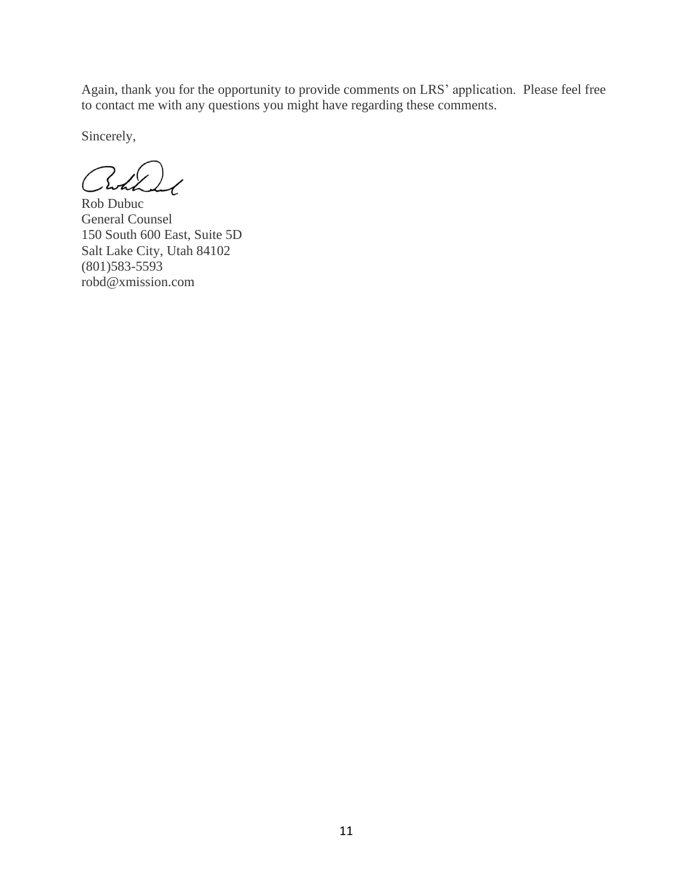Again, thank you for the opportunity to provide comments on LRS' application. Please feel free to contact me with any questions you might have regarding these comments.

Sincerely,

Rob Dubuc
General Counsel
150 South 600 East, Suite 5D
Salt Lake City, Utah 84102
(801)583-5593
robd@xmission.com